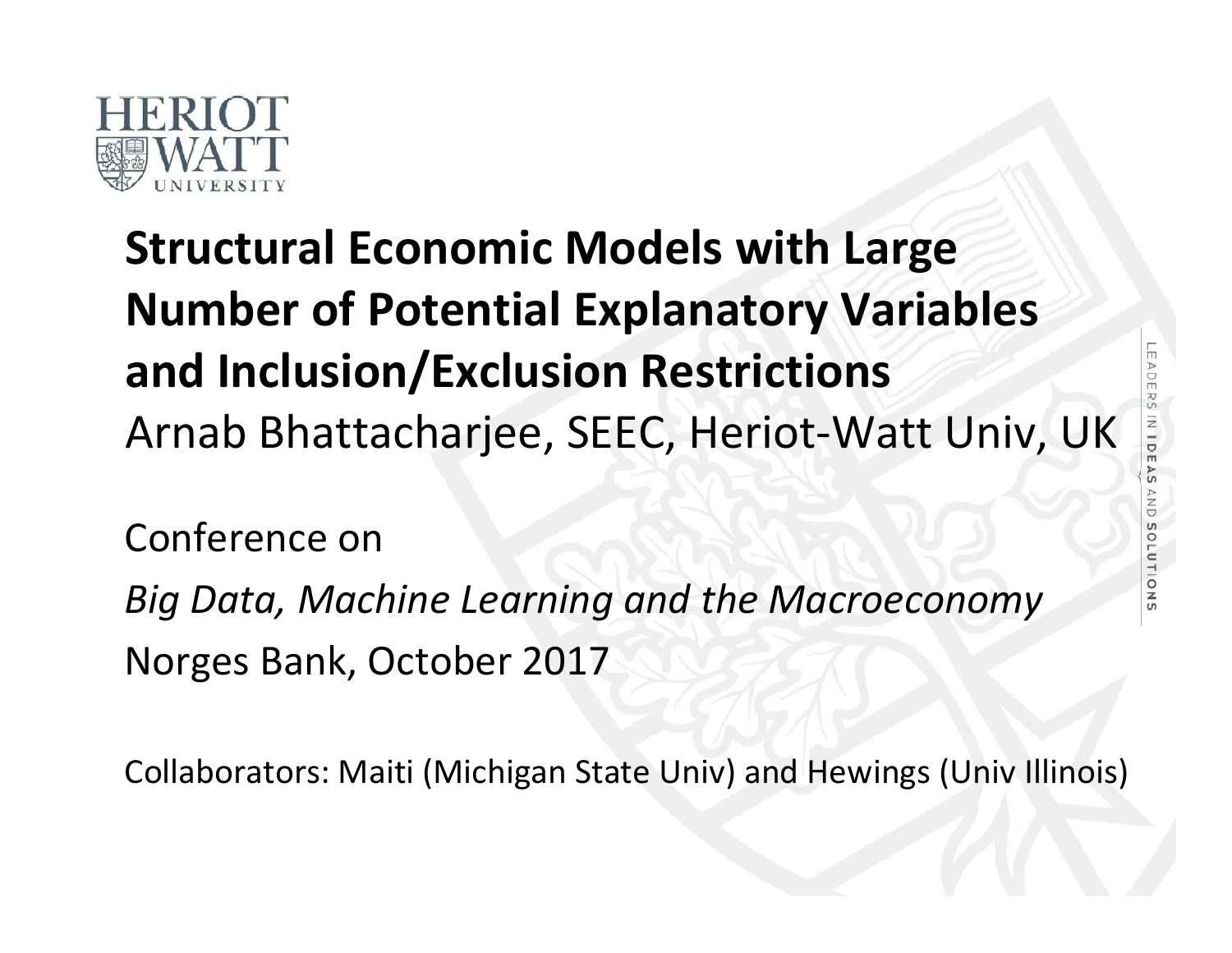# Structural Economic Models with Large Number of Potential Explanatory Variables and Inclusion/Exclusion Restrictions

Arnab Bhattacharjee, SEEC, Heriot-Watt Univ, UK

Conference on

*Big Data, Machine Learning and the Macroeconomy*

Norges Bank, October 2017

Collaborators: Maiti (Michigan State Univ) and Hewings (Univ Illinois)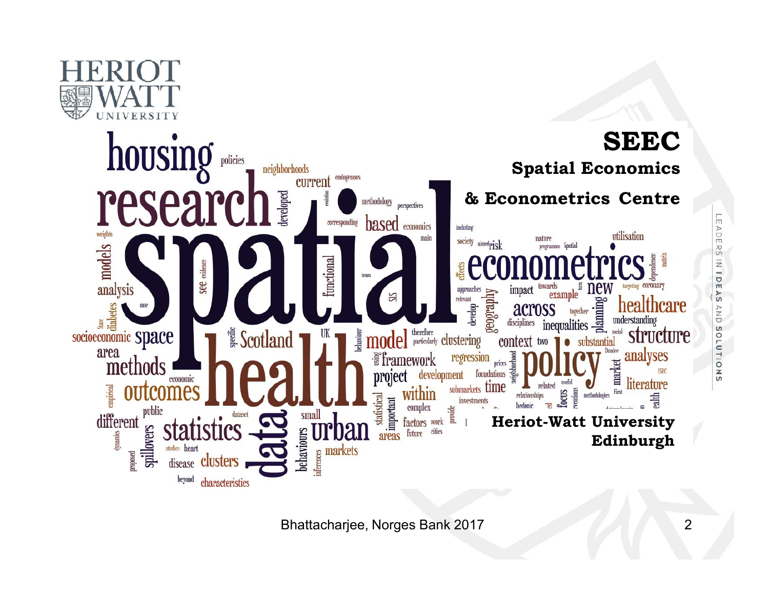# SEEC

## Spatial Economics & Econometrics Centre

**Heriot-Watt University**
**Edinburgh**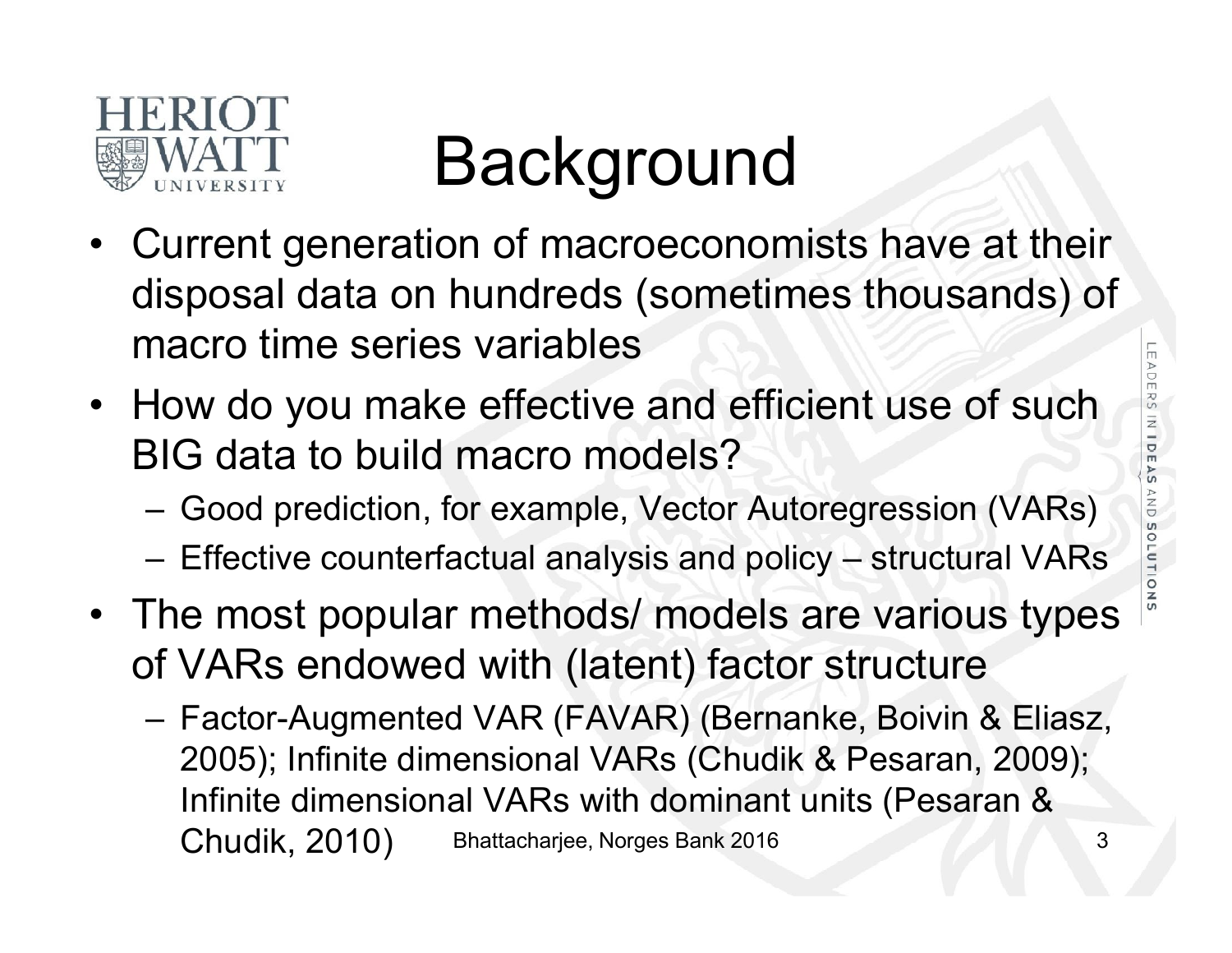# Background

- Current generation of macroeconomists have at their disposal data on hundreds (sometimes thousands) of macro time series variables
- How do you make effective and efficient use of such BIG data to build macro models?
  - Good prediction, for example, Vector Autoregression (VARs)
  - Effective counterfactual analysis and policy – structural VARs
- The most popular methods/ models are various types of VARs endowed with (latent) factor structure
  - Factor-Augmented VAR (FAVAR) (Bernanke, Boivin & Eliasz, 2005); Infinite dimensional VARs (Chudik & Pesaran, 2009); Infinite dimensional VARs with dominant units (Pesaran & Chudik, 2010)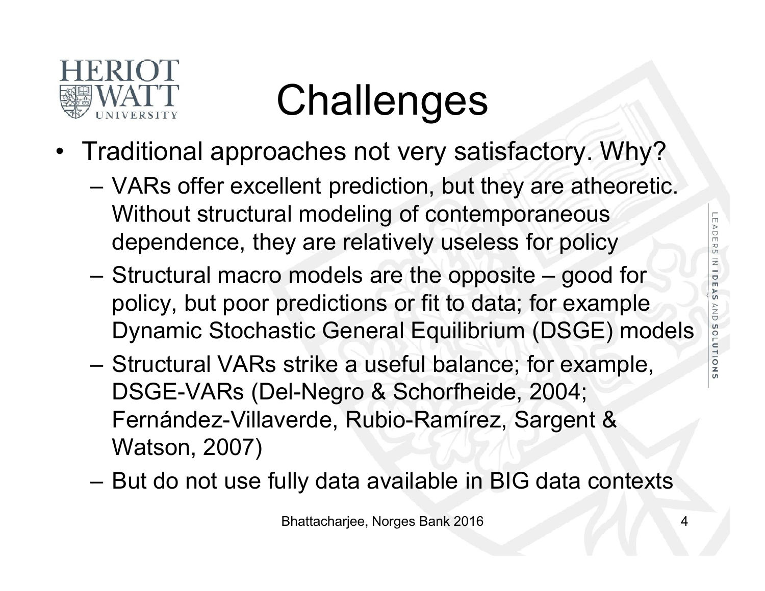# Challenges

- Traditional approaches not very satisfactory. Why?
  - VARs offer excellent prediction, but they are atheoretic. Without structural modeling of contemporaneous dependence, they are relatively useless for policy
  - Structural macro models are the opposite – good for policy, but poor predictions or fit to data; for example Dynamic Stochastic General Equilibrium (DSGE) models
  - Structural VARs strike a useful balance; for example, DSGE-VARs (Del-Negro & Schorfheide, 2004; Fernández-Villaverde, Rubio-Ramírez, Sargent & Watson, 2007)
  - But do not use fully data available in BIG data contexts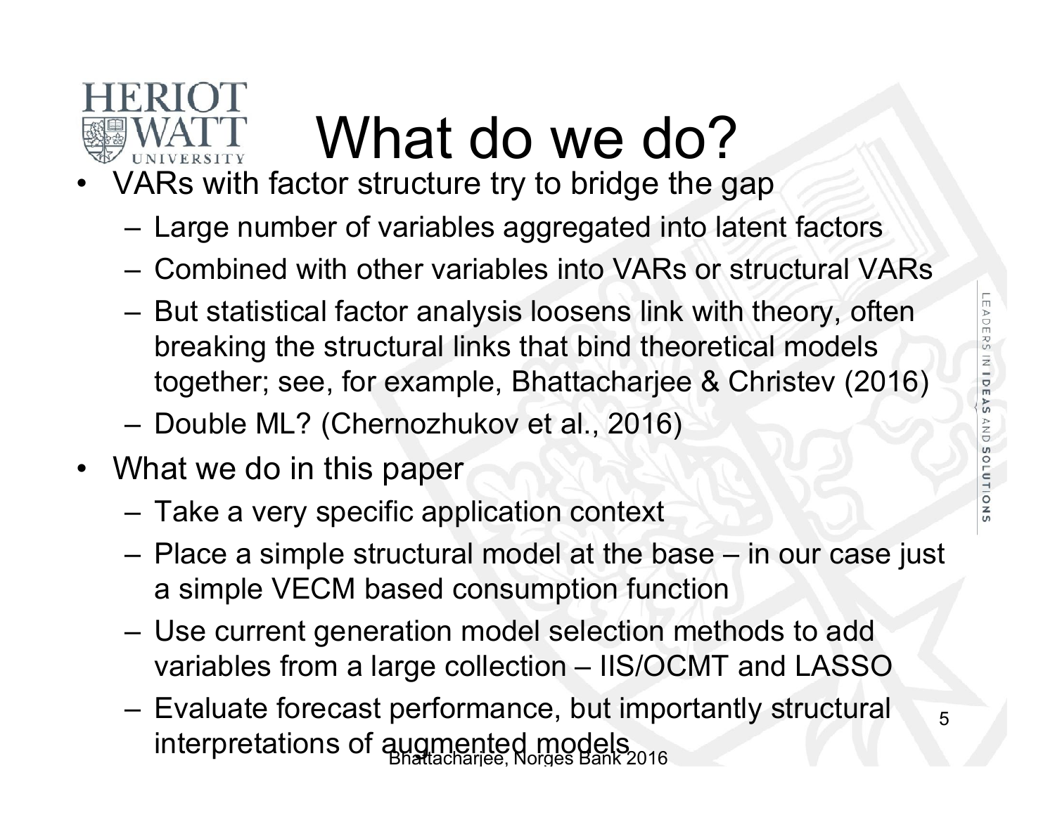# What do we do?

- VARs with factor structure try to bridge the gap
  - Large number of variables aggregated into latent factors
  - Combined with other variables into VARs or structural VARs
  - But statistical factor analysis loosens link with theory, often breaking the structural links that bind theoretical models together; see, for example, Bhattacharjee & Christev (2016)
  - Double ML? (Chernozhukov et al., 2016)
- What we do in this paper
  - Take a very specific application context
  - Place a simple structural model at the base – in our case just a simple VECM based consumption function
  - Use current generation model selection methods to add variables from a large collection – IIS/OCMT and LASSO
  - Evaluate forecast performance, but importantly structural interpretations of augmented models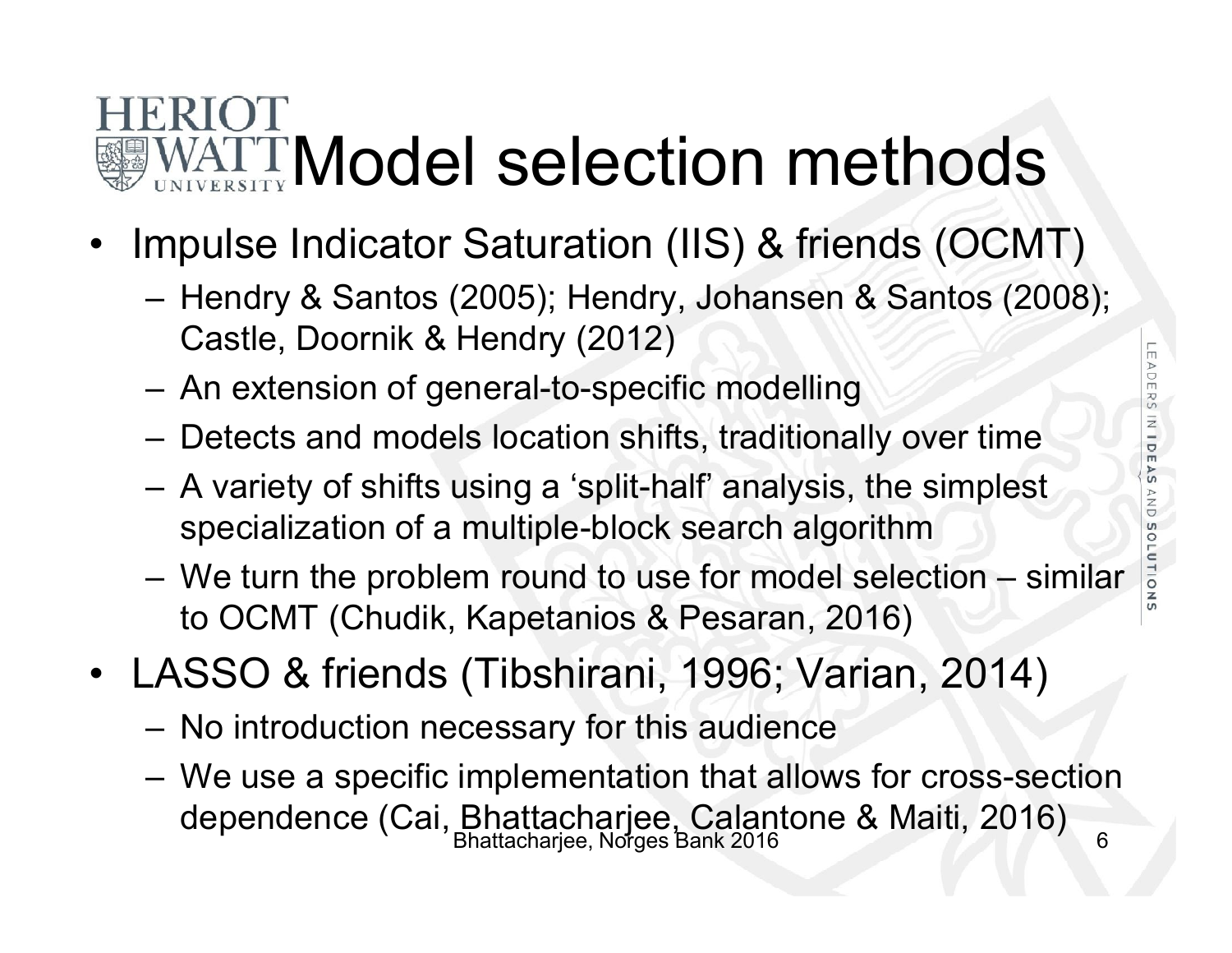# Model selection methods

- Impulse Indicator Saturation (IIS) & friends (OCMT)
  - Hendry & Santos (2005); Hendry, Johansen & Santos (2008); Castle, Doornik & Hendry (2012)
  - An extension of general-to-specific modelling
  - Detects and models location shifts, traditionally over time
  - A variety of shifts using a 'split-half' analysis, the simplest specialization of a multiple-block search algorithm
  - We turn the problem round to use for model selection – similar to OCMT (Chudik, Kapetanios & Pesaran, 2016)
- LASSO & friends (Tibshirani, 1996; Varian, 2014)
  - No introduction necessary for this audience
  - We use a specific implementation that allows for cross-section dependence (Cai, Bhattacharjee, Calantone & Maiti, 2016)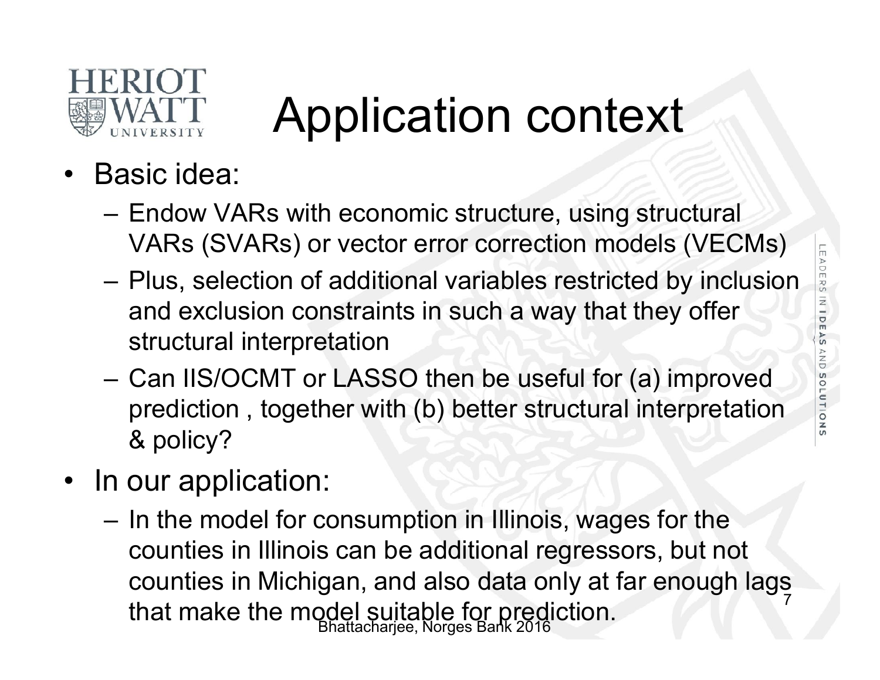# Application context

- Basic idea:
  - Endow VARs with economic structure, using structural VARs (SVARs) or vector error correction models (VECMs)
  - Plus, selection of additional variables restricted by inclusion and exclusion constraints in such a way that they offer structural interpretation
  - Can IIS/OCMT or LASSO then be useful for (a) improved prediction , together with (b) better structural interpretation & policy?
- In our application:
  - In the model for consumption in Illinois, wages for the counties in Illinois can be additional regressors, but not counties in Michigan, and also data only at far enough lags that make the model suitable for prediction.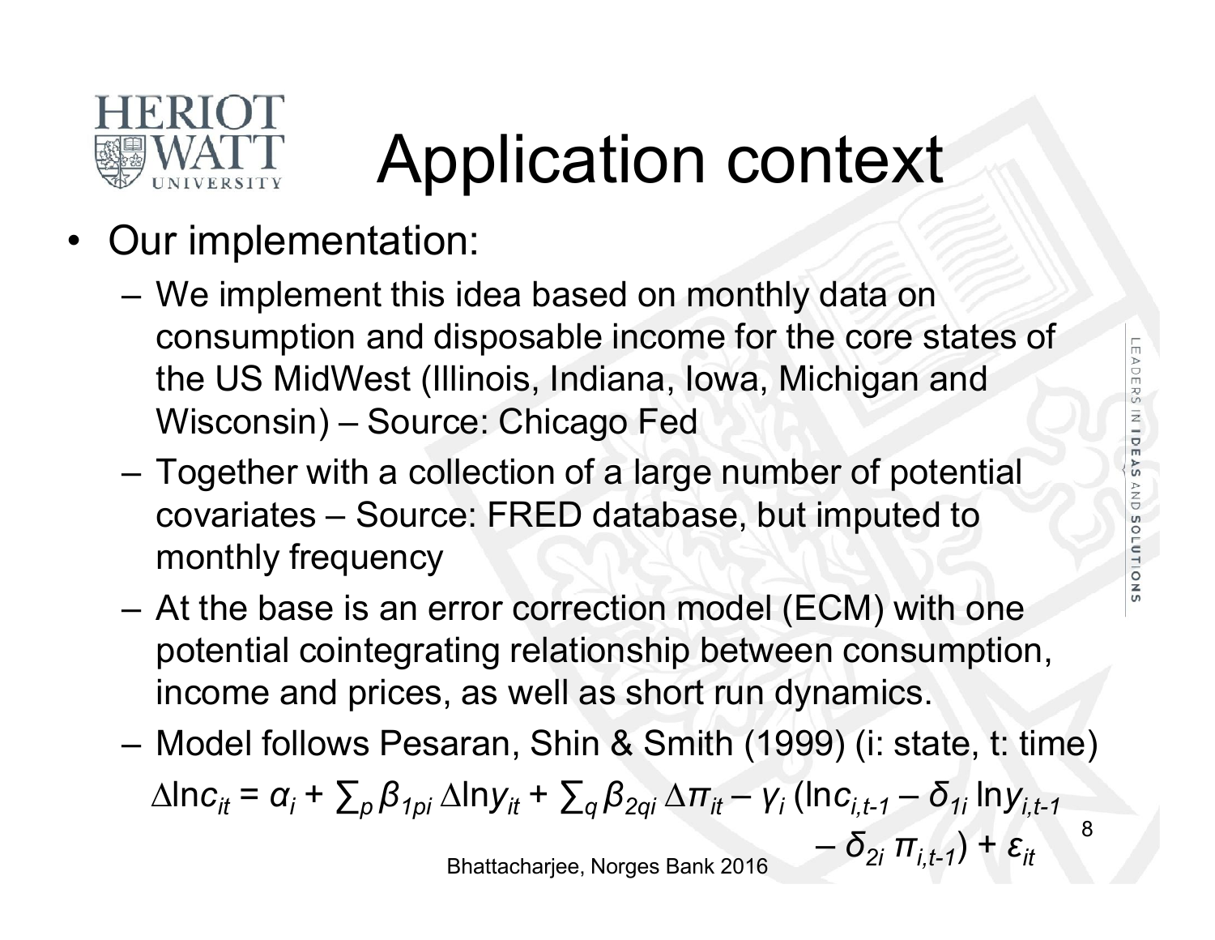# Application context

- Our implementation:
  - We implement this idea based on monthly data on consumption and disposable income for the core states of the US MidWest (Illinois, Indiana, Iowa, Michigan and Wisconsin) – Source: Chicago Fed
  - Together with a collection of a large number of potential covariates – Source: FRED database, but imputed to monthly frequency
  - At the base is an error correction model (ECM) with one potential cointegrating relationship between consumption, income and prices, as well as short run dynamics.
  - Model follows Pesaran, Shin & Smith (1999) (i: state, t: time)

$$\Delta \ln c_{it} = \alpha_i + \sum_p \beta_{1pi} \, \Delta \ln y_{it} + \sum_q \beta_{2qi} \, \Delta \pi_{it} - \gamma_i \left( \ln c_{i,t-1} - \delta_{1i} \ln y_{i,t-1} - \delta_{2i} \, \pi_{i,t-1} \right) + \varepsilon_{it}$$

Bhattacharjee, Norges Bank 2016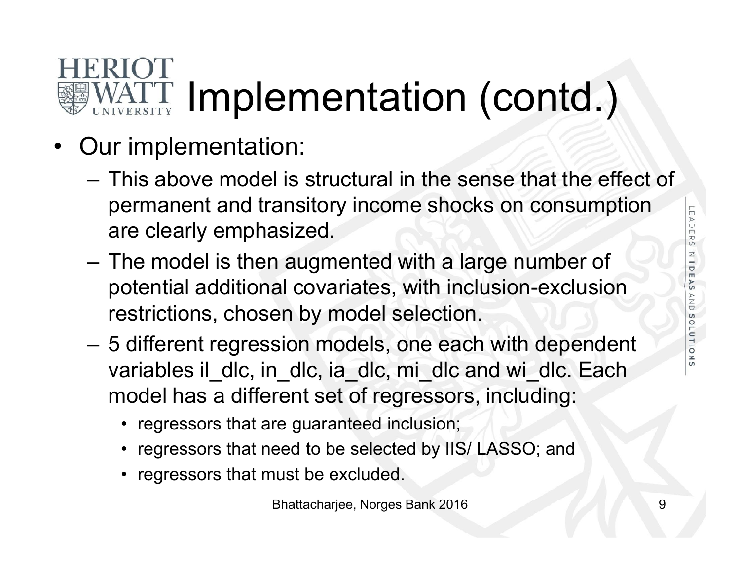# Implementation (contd.)

- Our implementation:
  - This above model is structural in the sense that the effect of permanent and transitory income shocks on consumption are clearly emphasized.
  - The model is then augmented with a large number of potential additional covariates, with inclusion-exclusion restrictions, chosen by model selection.
  - 5 different regression models, one each with dependent variables il_dlc, in_dlc, ia_dlc, mi_dlc and wi_dlc. Each model has a different set of regressors, including:
    - regressors that are guaranteed inclusion;
    - regressors that need to be selected by IIS/ LASSO; and
    - regressors that must be excluded.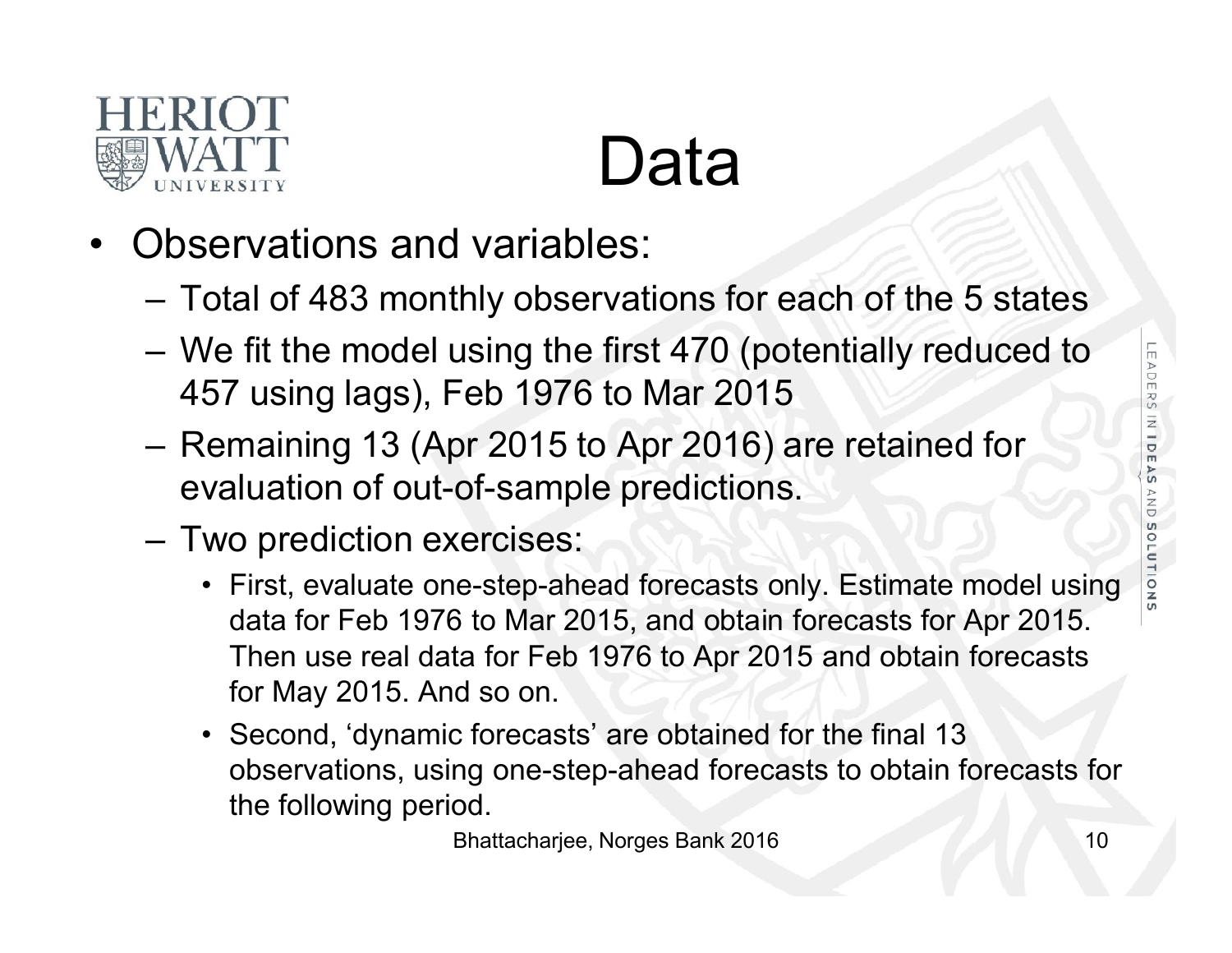# Data

- Observations and variables:
  - Total of 483 monthly observations for each of the 5 states
  - We fit the model using the first 470 (potentially reduced to 457 using lags), Feb 1976 to Mar 2015
  - Remaining 13 (Apr 2015 to Apr 2016) are retained for evaluation of out-of-sample predictions.
  - Two prediction exercises:
    - First, evaluate one-step-ahead forecasts only. Estimate model using data for Feb 1976 to Mar 2015, and obtain forecasts for Apr 2015. Then use real data for Feb 1976 to Apr 2015 and obtain forecasts for May 2015. And so on.
    - Second, 'dynamic forecasts' are obtained for the final 13 observations, using one-step-ahead forecasts to obtain forecasts for the following period.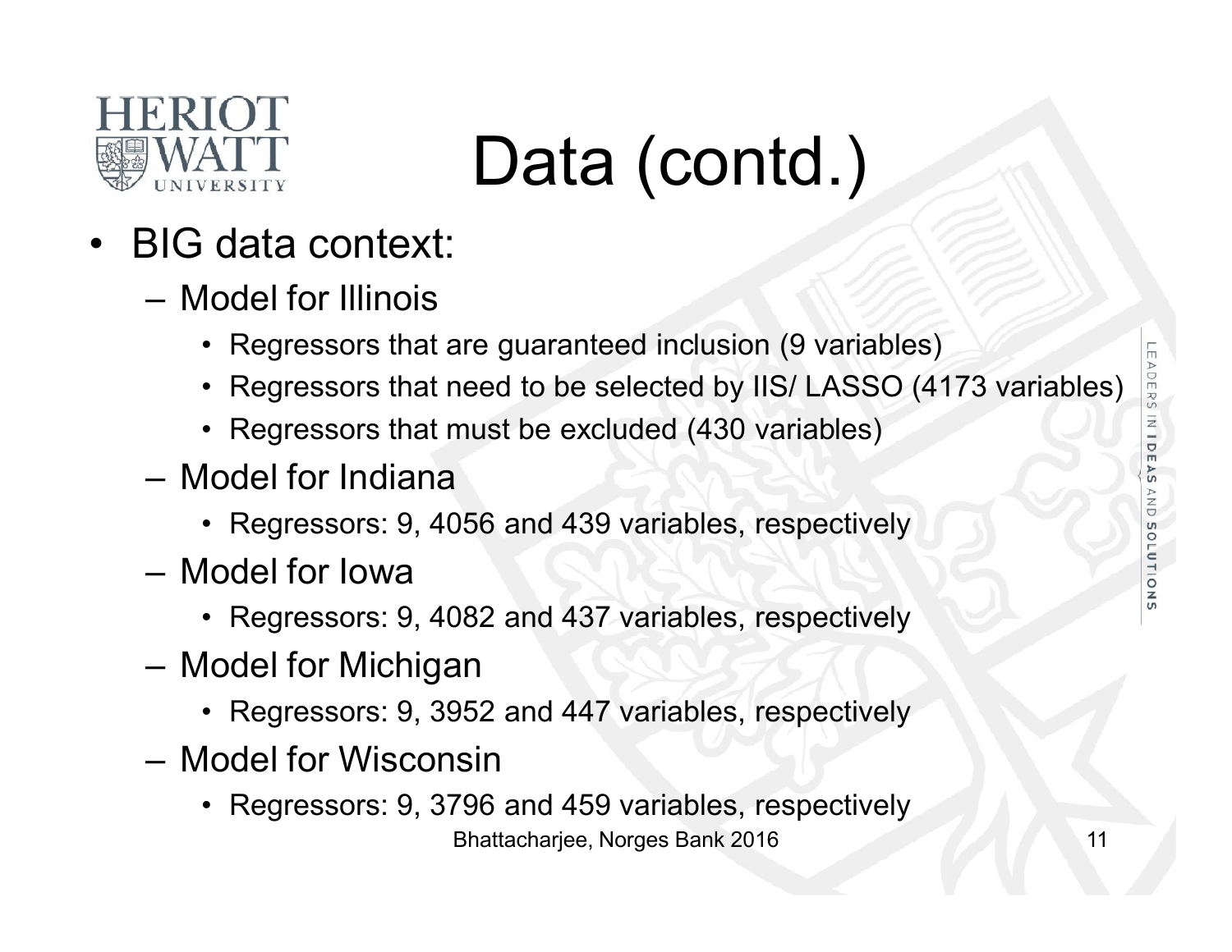# Data (contd.)

- BIG data context:
  - Model for Illinois
    - Regressors that are guaranteed inclusion (9 variables)
    - Regressors that need to be selected by IIS/ LASSO (4173 variables)
    - Regressors that must be excluded (430 variables)
  - Model for Indiana
    - Regressors: 9, 4056 and 439 variables, respectively
  - Model for Iowa
    - Regressors: 9, 4082 and 437 variables, respectively
  - Model for Michigan
    - Regressors: 9, 3952 and 447 variables, respectively
  - Model for Wisconsin
    - Regressors: 9, 3796 and 459 variables, respectively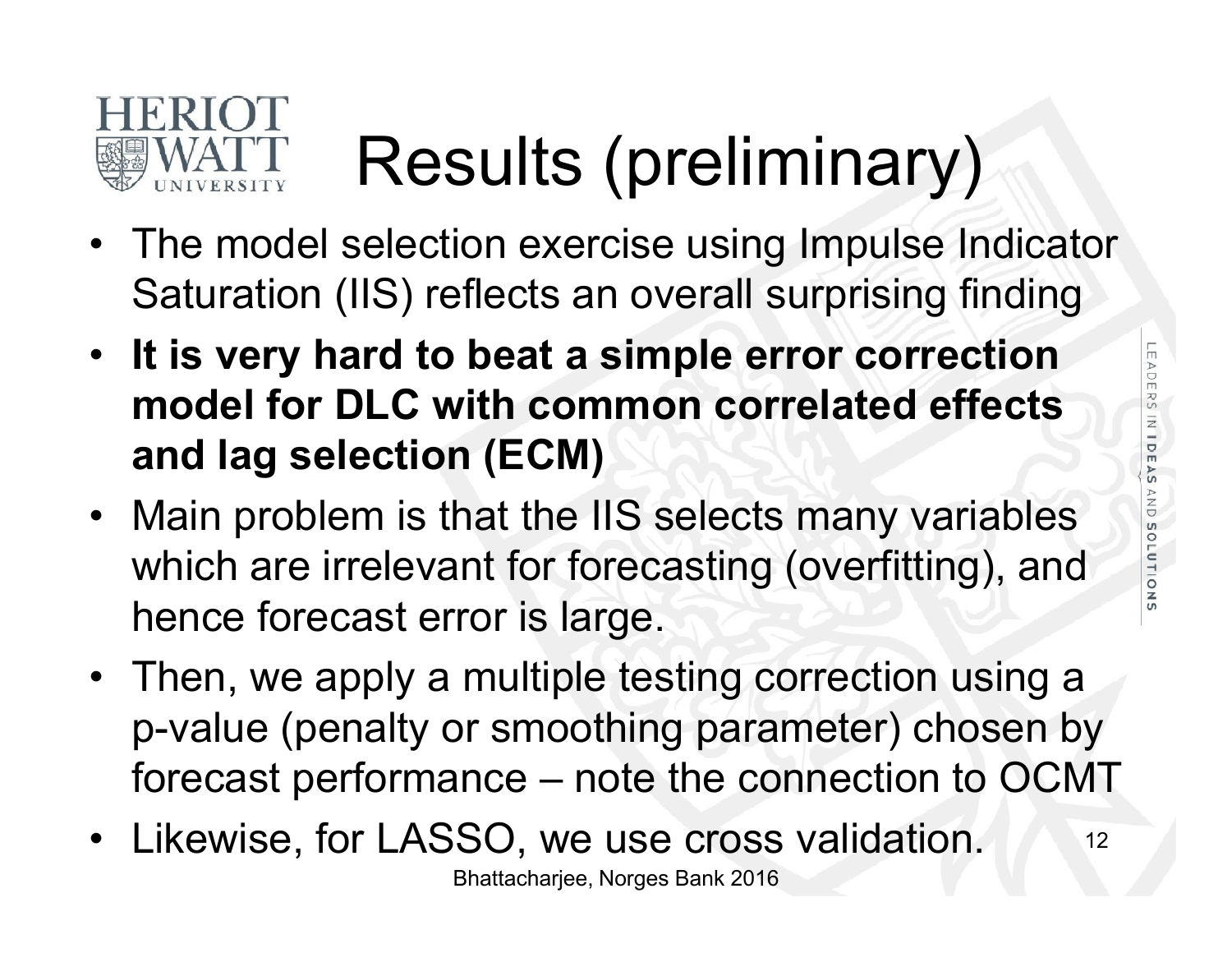# Results (preliminary)

- The model selection exercise using Impulse Indicator Saturation (IIS) reflects an overall surprising finding
- **It is very hard to beat a simple error correction model for DLC with common correlated effects and lag selection (ECM)**
- Main problem is that the IIS selects many variables which are irrelevant for forecasting (overfitting), and hence forecast error is large.
- Then, we apply a multiple testing correction using a p-value (penalty or smoothing parameter) chosen by forecast performance – note the connection to OCMT
- Likewise, for LASSO, we use cross validation.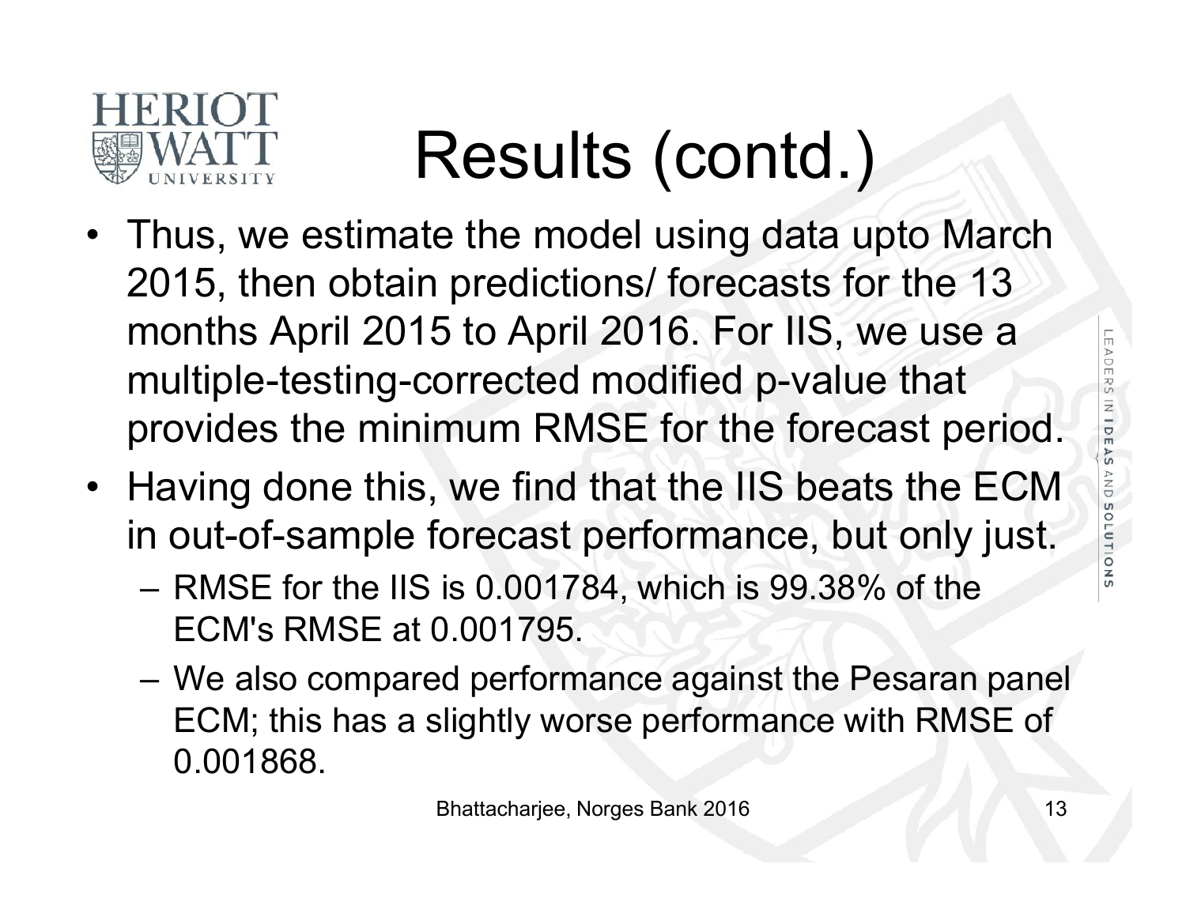# Results (contd.)

- Thus, we estimate the model using data upto March 2015, then obtain predictions/ forecasts for the 13 months April 2015 to April 2016. For IIS, we use a multiple-testing-corrected modified p-value that provides the minimum RMSE for the forecast period.
- Having done this, we find that the IIS beats the ECM in out-of-sample forecast performance, but only just.
  - RMSE for the IIS is 0.001784, which is 99.38% of the ECM's RMSE at 0.001795.
  - We also compared performance against the Pesaran panel ECM; this has a slightly worse performance with RMSE of 0.001868.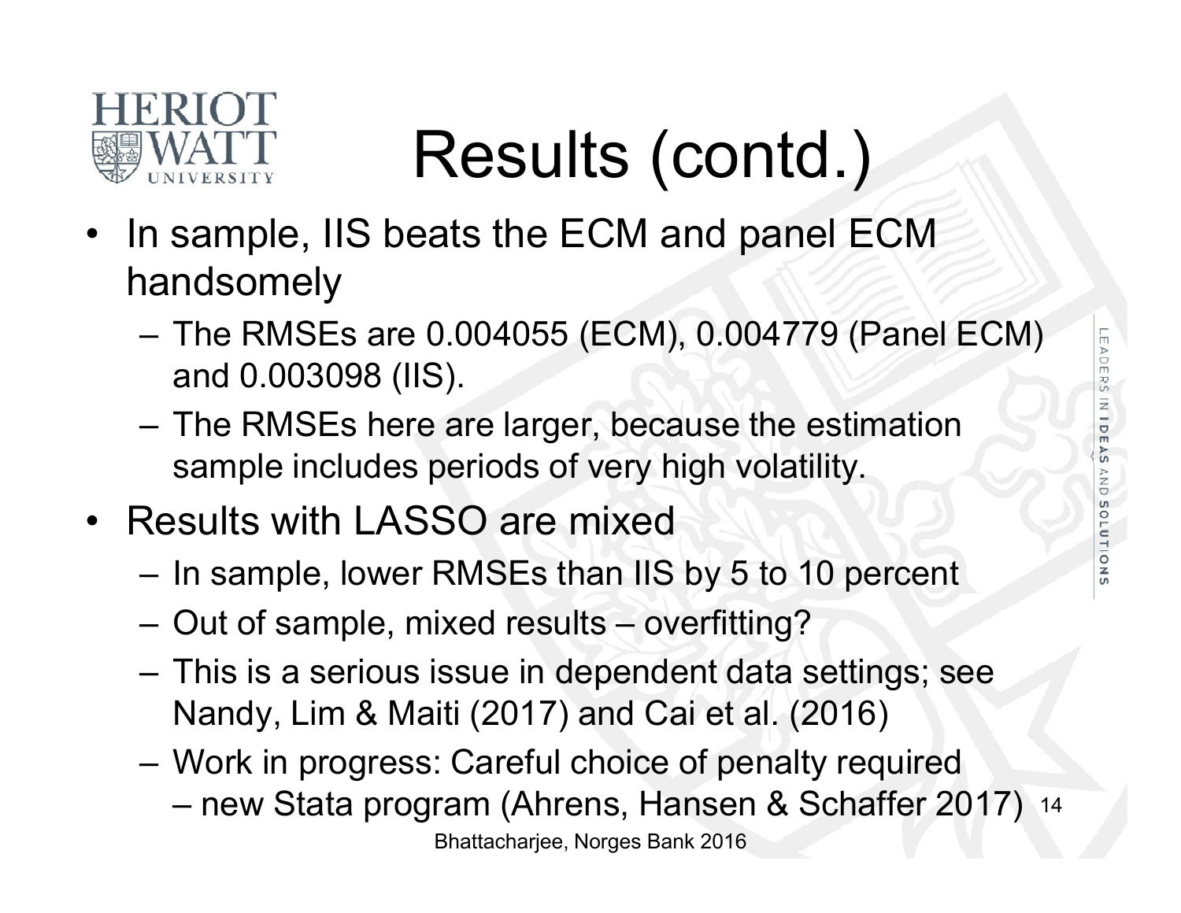# Results (contd.)

- In sample, IIS beats the ECM and panel ECM handsomely
  - The RMSEs are 0.004055 (ECM), 0.004779 (Panel ECM) and 0.003098 (IIS).
  - The RMSEs here are larger, because the estimation sample includes periods of very high volatility.
- Results with LASSO are mixed
  - In sample, lower RMSEs than IIS by 5 to 10 percent
  - Out of sample, mixed results – overfitting?
  - This is a serious issue in dependent data settings; see Nandy, Lim & Maiti (2017) and Cai et al. (2016)
  - Work in progress: Careful choice of penalty required – new Stata program (Ahrens, Hansen & Schaffer 2017)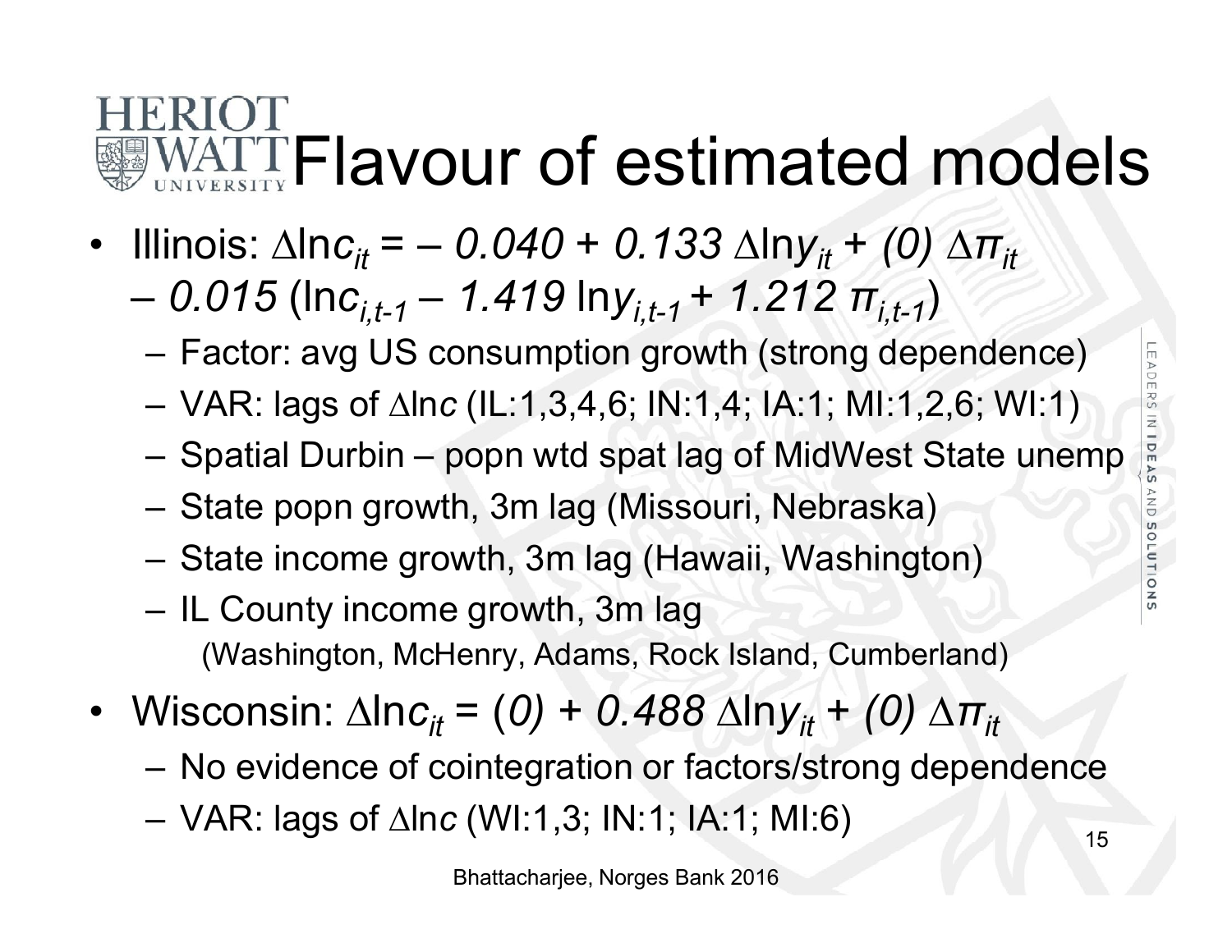# Flavour of estimated models

- Illinois: $\Delta \ln c_{it} = -\,0.040 + 0.133\,\Delta \ln y_{it} + (0)\,\Delta \pi_{it}$ $-\,0.015\,(\ln c_{i,t-1} - 1.419 \ln y_{i,t-1} + 1.212\,\pi_{i,t-1})$
  - Factor: avg US consumption growth (strong dependence)
  - VAR: lags of $\Delta \ln c$ (IL:1,3,4,6; IN:1,4; IA:1; MI:1,2,6; WI:1)
  - Spatial Durbin – popn wtd spat lag of MidWest State unemp
  - State popn growth, 3m lag (Missouri, Nebraska)
  - State income growth, 3m lag (Hawaii, Washington)
  - IL County income growth, 3m lag
    (Washington, McHenry, Adams, Rock Island, Cumberland)
- Wisconsin: $\Delta \ln c_{it} = (0) + 0.488\,\Delta \ln y_{it} + (0)\,\Delta \pi_{it}$
  - No evidence of cointegration or factors/strong dependence
  - VAR: lags of $\Delta \ln c$ (WI:1,3; IN:1; IA:1; MI:6)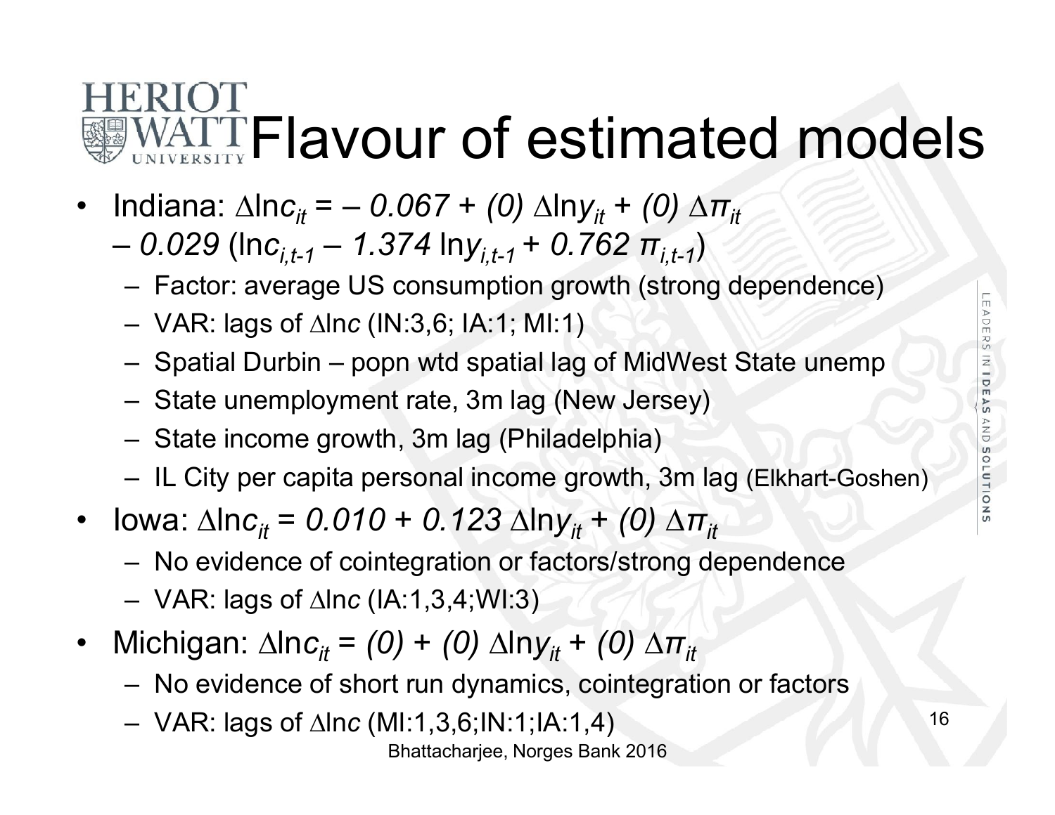# Flavour of estimated models

- Indiana: $\Delta \ln c_{it} = -0.067 + (0)\,\Delta \ln y_{it} + (0)\,\Delta \pi_{it} - 0.029\,(\ln c_{i,t-1} - 1.374\,\ln y_{i,t-1} + 0.762\,\pi_{i,t-1})$
  - Factor: average US consumption growth (strong dependence)
  - VAR: lags of $\Delta \ln c$ (IN:3,6; IA:1; MI:1)
  - Spatial Durbin – popn wtd spatial lag of MidWest State unemp
  - State unemployment rate, 3m lag (New Jersey)
  - State income growth, 3m lag (Philadelphia)
  - IL City per capita personal income growth, 3m lag (Elkhart-Goshen)
- Iowa: $\Delta \ln c_{it} = 0.010 + 0.123\,\Delta \ln y_{it} + (0)\,\Delta \pi_{it}$
  - No evidence of cointegration or factors/strong dependence
  - VAR: lags of $\Delta \ln c$ (IA:1,3,4;WI:3)
- Michigan: $\Delta \ln c_{it} = (0) + (0)\,\Delta \ln y_{it} + (0)\,\Delta \pi_{it}$
  - No evidence of short run dynamics, cointegration or factors
  - VAR: lags of $\Delta \ln c$ (MI:1,3,6;IN:1;IA:1,4)

Bhattacharjee, Norges Bank 2016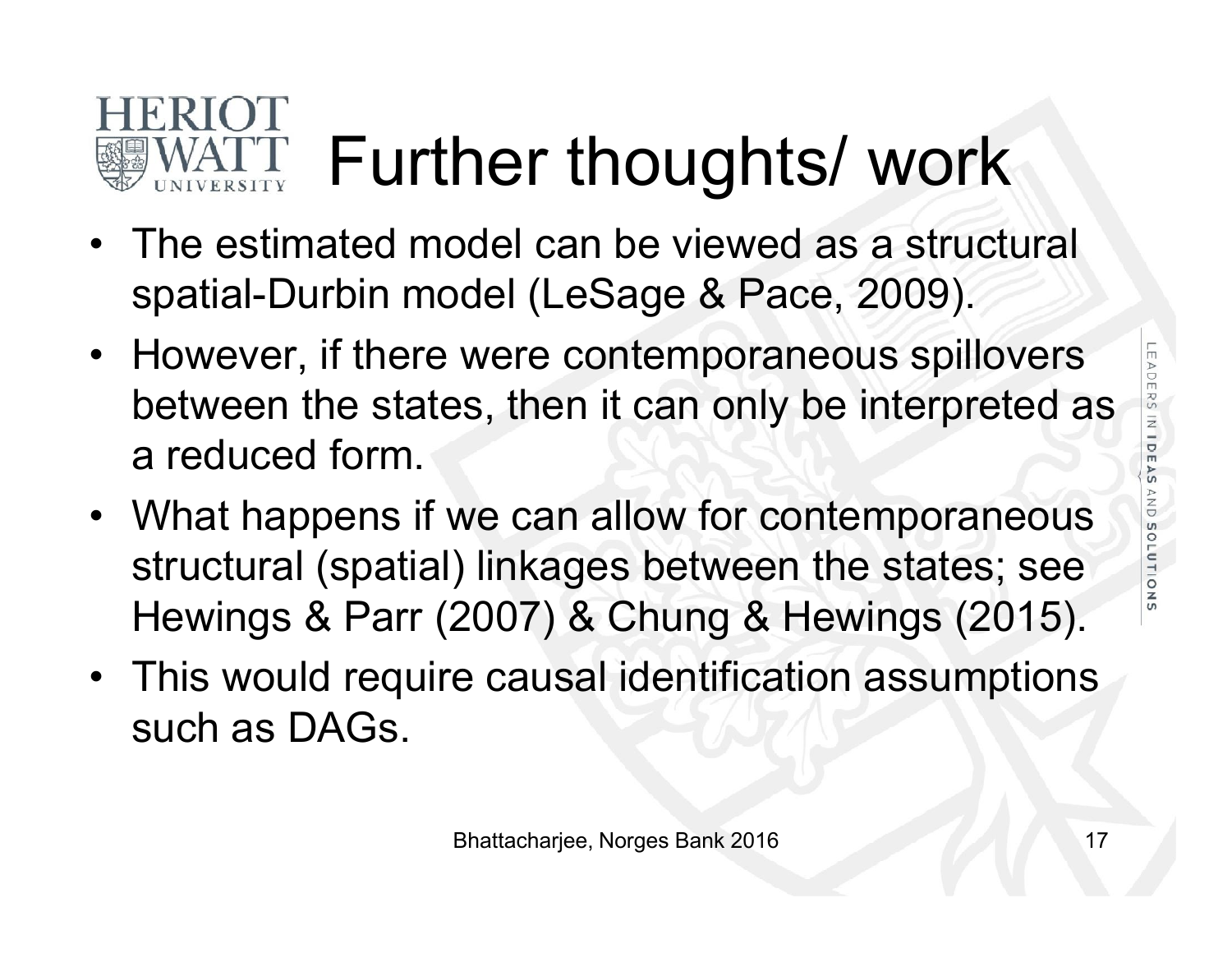# Further thoughts/ work

- The estimated model can be viewed as a structural spatial-Durbin model (LeSage & Pace, 2009).
- However, if there were contemporaneous spillovers between the states, then it can only be interpreted as a reduced form.
- What happens if we can allow for contemporaneous structural (spatial) linkages between the states; see Hewings & Parr (2007) & Chung & Hewings (2015).
- This would require causal identification assumptions such as DAGs.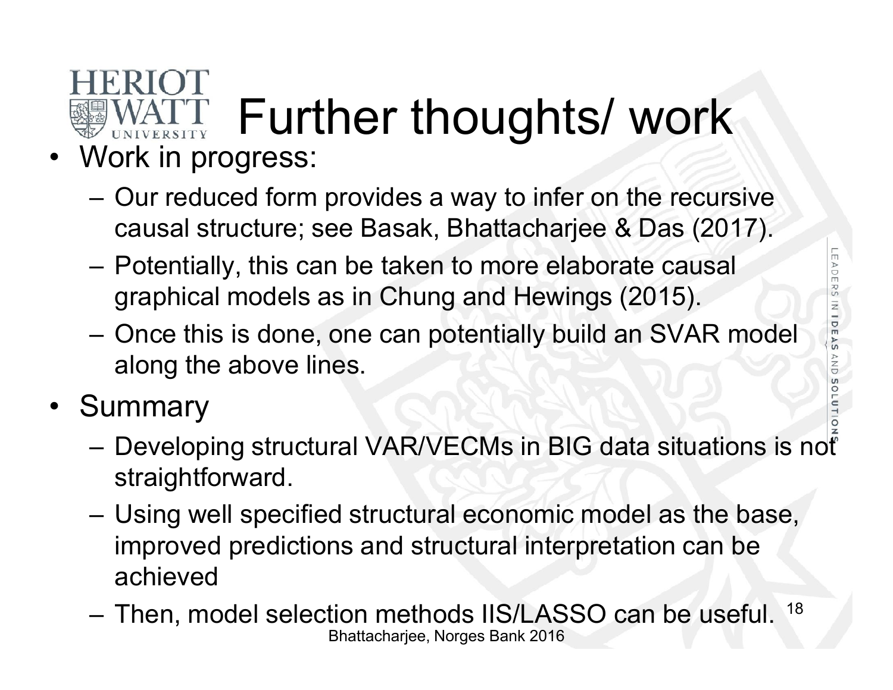# Further thoughts/ work

- Work in progress:
  - Our reduced form provides a way to infer on the recursive causal structure; see Basak, Bhattacharjee & Das (2017).
  - Potentially, this can be taken to more elaborate causal graphical models as in Chung and Hewings (2015).
  - Once this is done, one can potentially build an SVAR model along the above lines.
- Summary
  - Developing structural VAR/VECMs in BIG data situations is not straightforward.
  - Using well specified structural economic model as the base, improved predictions and structural interpretation can be achieved
  - Then, model selection methods IIS/LASSO can be useful.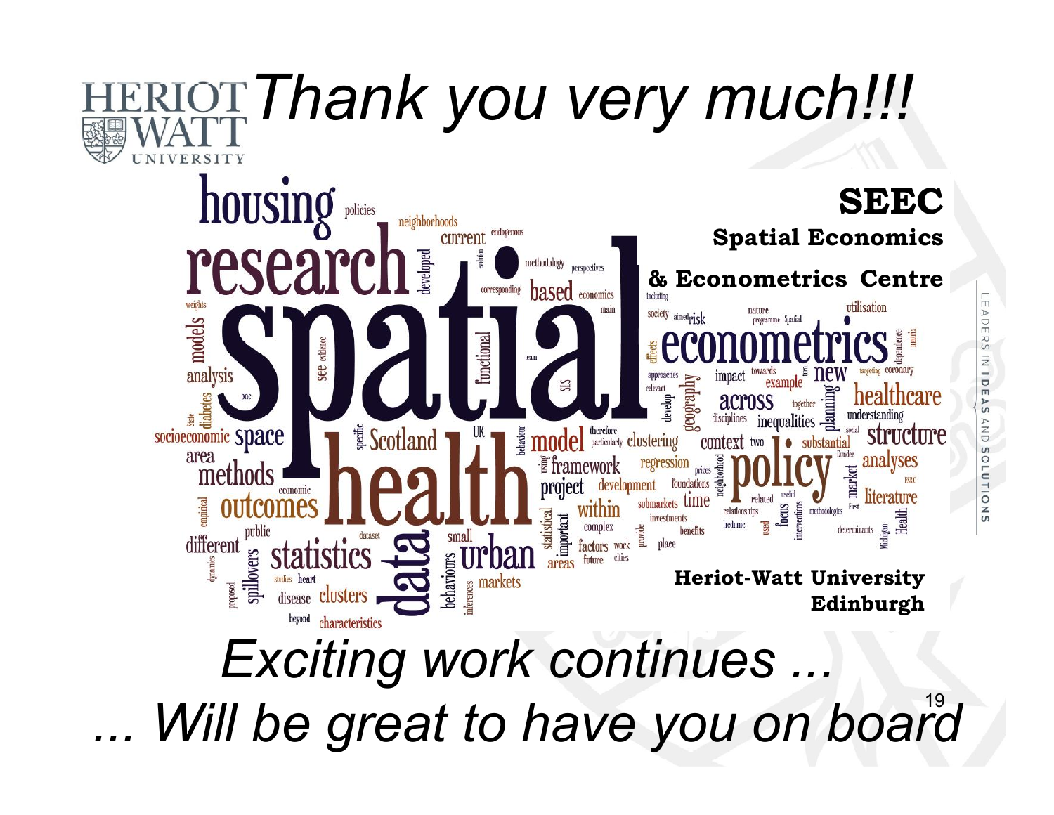# *Thank you very much!!!*

**SEEC**
**Spatial Economics & Econometrics Centre**

**Heriot-Watt University**
**Edinburgh**

*Exciting work continues ...*

*... Will be great to have you on board*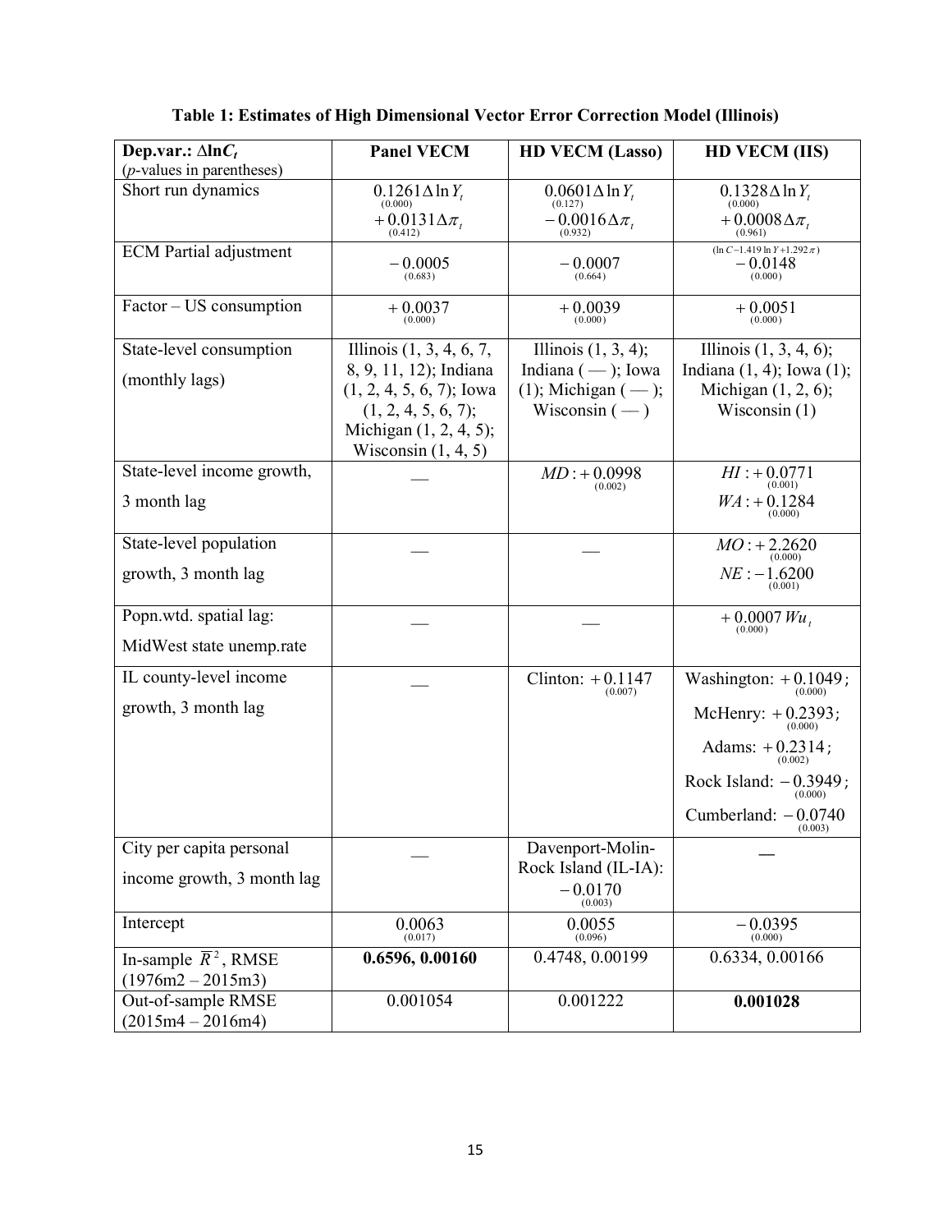**Table 1: Estimates of High Dimensional Vector Error Correction Model (Illinois)**

| **Dep.var.: $\Delta \ln C_t$** (*p*-values in parentheses) | **Panel VECM** | **HD VECM (Lasso)** | **HD VECM (IIS)** |
|---|---|---|---|
| Short run dynamics | $\underset{(0.000)}{0.1261}\Delta \ln Y_t$ $\underset{(0.412)}{+0.0131}\Delta \pi_t$ | $\underset{(0.127)}{0.0601}\Delta \ln Y_t$ $\underset{(0.932)}{-0.0016}\Delta \pi_t$ | $\underset{(0.000)}{0.1328}\Delta \ln Y_t$ $\underset{(0.961)}{+0.0008}\Delta \pi_t$ |
| ECM Partial adjustment | $\underset{(0.683)}{-0.0005}$ | $\underset{(0.664)}{-0.0007}$ | $(\ln C - 1.419 \ln Y + 1.292\pi)$ $\underset{(0.000)}{-0.0148}$ |
| Factor – US consumption | $\underset{(0.000)}{+0.0037}$ | $\underset{(0.000)}{+0.0039}$ | $\underset{(0.000)}{+0.0051}$ |
| State-level consumption (monthly lags) | Illinois (1, 3, 4, 6, 7, 8, 9, 11, 12); Indiana (1, 2, 4, 5, 6, 7); Iowa (1, 2, 4, 5, 6, 7); Michigan (1, 2, 4, 5); Wisconsin (1, 4, 5) | Illinois (1, 3, 4); Indiana ( — ); Iowa (1); Michigan ( — ); Wisconsin ( — ) | Illinois (1, 3, 4, 6); Indiana (1, 4); Iowa (1); Michigan (1, 2, 6); Wisconsin (1) |
| State-level income growth, 3 month lag | — | $MD: \underset{(0.002)}{+0.0998}$ | $HI: \underset{(0.001)}{+0.0771}$ $WA: \underset{(0.000)}{+0.1284}$ |
| State-level population growth, 3 month lag | — | — | $MO: \underset{(0.000)}{+2.2620}$ $NE: \underset{(0.001)}{-1.6200}$ |
| Popn.wtd. spatial lag: MidWest state unemp.rate | — | — | $\underset{(0.000)}{+0.0007}\, Wu_t$ |
| IL county-level income growth, 3 month lag | — | Clinton: $\underset{(0.007)}{+0.1147}$ | Washington: $\underset{(0.000)}{+0.1049}$; McHenry: $\underset{(0.000)}{+0.2393}$; Adams: $\underset{(0.002)}{+0.2314}$; Rock Island: $\underset{(0.000)}{-0.3949}$; Cumberland: $\underset{(0.003)}{-0.0740}$ |
| City per capita personal income growth, 3 month lag | — | Davenport-Molin-Rock Island (IL-IA): $\underset{(0.003)}{-0.0170}$ | — |
| Intercept | $\underset{(0.017)}{0.0063}$ | $\underset{(0.096)}{0.0055}$ | $\underset{(0.000)}{-0.0395}$ |
| In-sample $\bar{R}^2$, RMSE (1976m2 – 2015m3) | **0.6596, 0.00160** | 0.4748, 0.00199 | 0.6334, 0.00166 |
| Out-of-sample RMSE (2015m4 – 2016m4) | 0.001054 | 0.001222 | **0.001028** |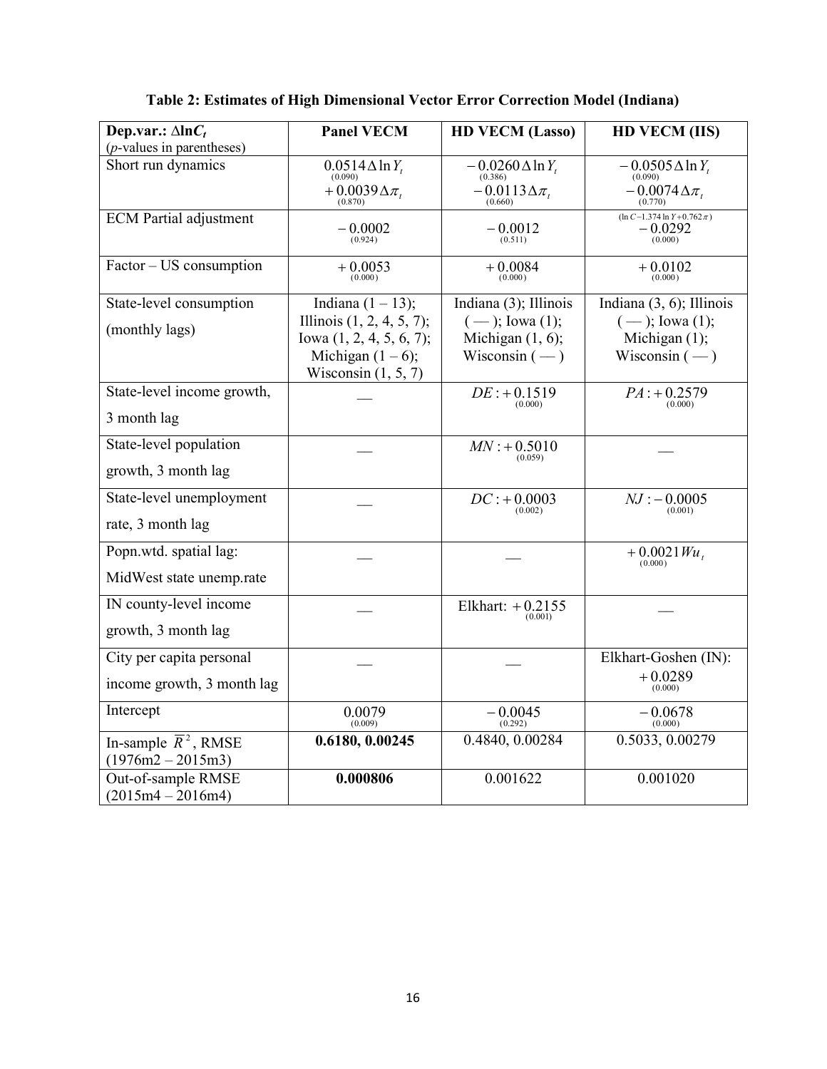**Table 2: Estimates of High Dimensional Vector Error Correction Model (Indiana)**

| Dep.var.: $\Delta \ln C_t$ (*p*-values in parentheses) | Panel VECM | HD VECM (Lasso) | HD VECM (IIS) |
|---|---|---|---|
| Short run dynamics | $\underset{(0.090)}{0.0514}\Delta \ln Y_t$ $\underset{(0.870)}{+0.0039}\Delta \pi_t$ | $\underset{(0.386)}{-0.0260}\Delta \ln Y_t$ $\underset{(0.660)}{-0.0113}\Delta \pi_t$ | $\underset{(0.090)}{-0.0505}\Delta \ln Y_t$ $\underset{(0.770)}{-0.0074}\Delta \pi_t$ |
| ECM Partial adjustment | $\underset{(0.924)}{-0.0002}$ | $\underset{(0.511)}{-0.0012}$ | $\overset{(\ln C - 1.374 \ln Y + 0.762\pi)}{\underset{(0.000)}{-0.0292}}$ |
| Factor – US consumption | $\underset{(0.000)}{+0.0053}$ | $\underset{(0.000)}{+0.0084}$ | $\underset{(0.000)}{+0.0102}$ |
| State-level consumption (monthly lags) | Indiana (1 – 13); Illinois (1, 2, 4, 5, 7); Iowa (1, 2, 4, 5, 6, 7); Michigan (1 – 6); Wisconsin (1, 5, 7) | Indiana (3); Illinois ( — ); Iowa (1); Michigan (1, 6); Wisconsin ( — ) | Indiana (3, 6); Illinois ( — ); Iowa (1); Michigan (1); Wisconsin ( — ) |
| State-level income growth, 3 month lag | — | $DE: \underset{(0.000)}{+0.1519}$ | $PA: \underset{(0.000)}{+0.2579}$ |
| State-level population growth, 3 month lag | — | $MN: \underset{(0.059)}{+0.5010}$ | — |
| State-level unemployment rate, 3 month lag | — | $DC: \underset{(0.002)}{+0.0003}$ | $NJ: \underset{(0.001)}{-0.0005}$ |
| Popn.wtd. spatial lag: MidWest state unemp.rate | — | — | $\underset{(0.000)}{+0.0021}Wu_t$ |
| IN county-level income growth, 3 month lag | — | Elkhart: $\underset{(0.001)}{+0.2155}$ | — |
| City per capita personal income growth, 3 month lag | — | — | Elkhart-Goshen (IN): $\underset{(0.000)}{+0.0289}$ |
| Intercept | $\underset{(0.009)}{0.0079}$ | $\underset{(0.292)}{-0.0045}$ | $\underset{(0.000)}{-0.0678}$ |
| In-sample $\bar{R}^2$, RMSE (1976m2 – 2015m3) | **0.6180, 0.00245** | 0.4840, 0.00284 | 0.5033, 0.00279 |
| Out-of-sample RMSE (2015m4 – 2016m4) | **0.000806** | 0.001622 | 0.001020 |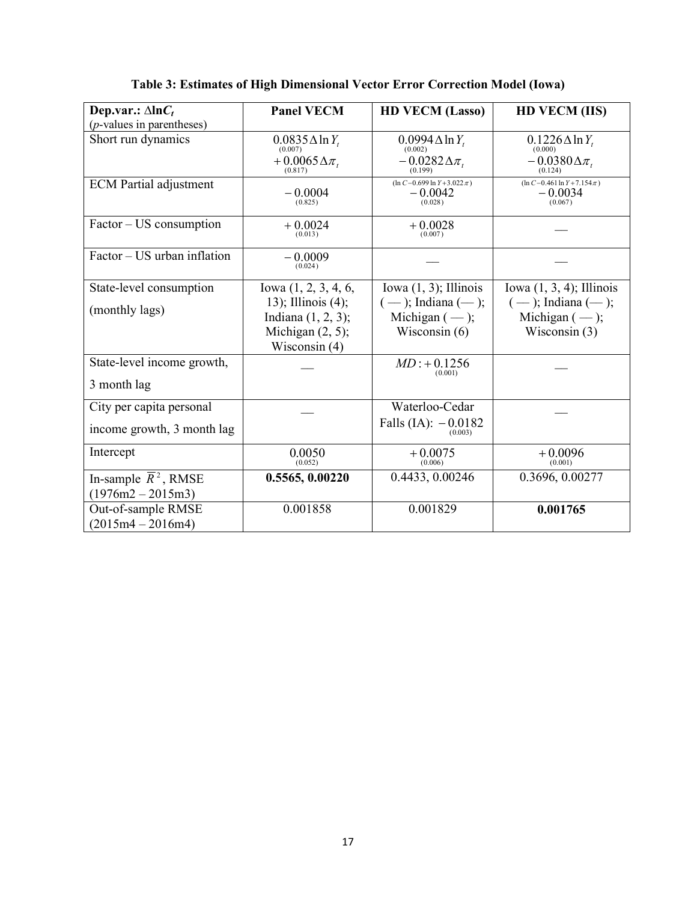**Table 3: Estimates of High Dimensional Vector Error Correction Model (Iowa)**

| **Dep.var.: $\Delta \ln C_t$** (*p*-values in parentheses) | **Panel VECM** | **HD VECM (Lasso)** | **HD VECM (IIS)** |
|---|---|---|---|
| Short run dynamics | $\underset{(0.007)}{0.0835}\Delta \ln Y_t$ $+\underset{(0.817)}{0.0065}\Delta \pi_t$ | $\underset{(0.002)}{0.0994}\Delta \ln Y_t$ $-\underset{(0.199)}{0.0282}\Delta \pi_t$ | $\underset{(0.000)}{0.1226}\Delta \ln Y_t$ $-\underset{(0.124)}{0.0380}\Delta \pi_t$ |
| ECM Partial adjustment | $-\underset{(0.825)}{0.0004}$ | $(\ln C - 0.699 \ln Y + 3.022\pi)$ $-\underset{(0.028)}{0.0042}$ | $(\ln C - 0.461 \ln Y + 7.154\pi)$ $-\underset{(0.067)}{0.0034}$ |
| Factor – US consumption | $+\underset{(0.013)}{0.0024}$ | $+\underset{(0.007)}{0.0028}$ | — |
| Factor – US urban inflation | $-\underset{(0.024)}{0.0009}$ | — | — |
| State-level consumption (monthly lags) | Iowa (1, 2, 3, 4, 6, 13); Illinois (4); Indiana (1, 2, 3); Michigan (2, 5); Wisconsin (4) | Iowa (1, 3); Illinois ( — ); Indiana (— ); Michigan ( — ); Wisconsin (6) | Iowa (1, 3, 4); Illinois ( — ); Indiana (— ); Michigan ( — ); Wisconsin (3) |
| State-level income growth, 3 month lag | — | $MD: +\underset{(0.001)}{0.1256}$ | — |
| City per capita personal income growth, 3 month lag | — | Waterloo-Cedar Falls (IA): $-\underset{(0.003)}{0.0182}$ | — |
| Intercept | $\underset{(0.052)}{0.0050}$ | $+\underset{(0.006)}{0.0075}$ | $+\underset{(0.001)}{0.0096}$ |
| In-sample $\bar{R}^2$, RMSE (1976m2 – 2015m3) | **0.5565, 0.00220** | 0.4433, 0.00246 | 0.3696, 0.00277 |
| Out-of-sample RMSE (2015m4 – 2016m4) | 0.001858 | 0.001829 | **0.001765** |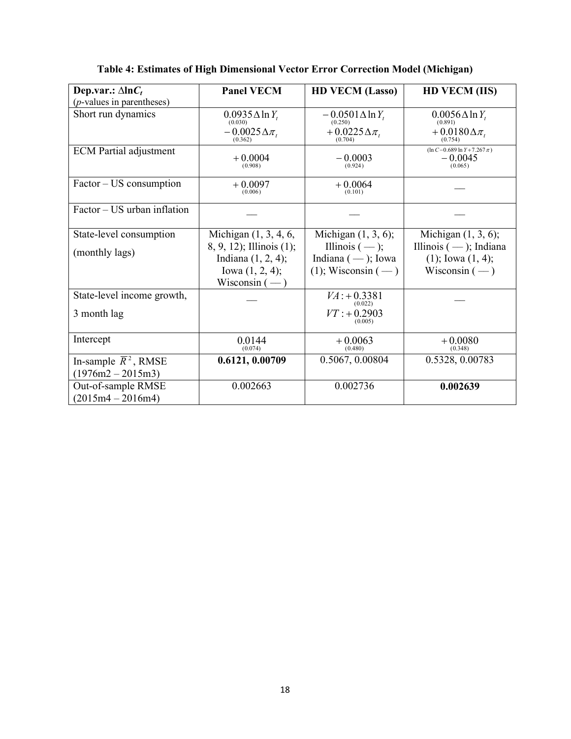**Table 4: Estimates of High Dimensional Vector Error Correction Model (Michigan)**

| **Dep.var.: $\Delta \ln C_t$** (*p*-values in parentheses) | **Panel VECM** | **HD VECM (Lasso)** | **HD VECM (IIS)** |
|---|---|---|---|
| Short run dynamics | $\underset{(0.030)}{0.0935}\Delta \ln Y_t$ $\underset{(0.362)}{-0.0025}\Delta \pi_t$ | $\underset{(0.250)}{-0.0501}\Delta \ln Y_t$ $\underset{(0.704)}{+0.0225}\Delta \pi_t$ | $\underset{(0.891)}{0.0056}\Delta \ln Y_t$ $\underset{(0.754)}{+0.0180}\Delta \pi_t$ |
| ECM Partial adjustment | $\underset{(0.908)}{+0.0004}$ | $\underset{(0.924)}{-0.0003}$ | $\overset{(\ln C - 0.689 \ln Y + 7.267\pi)}{\underset{(0.065)}{-0.0045}}$ |
| Factor – US consumption | $\underset{(0.006)}{+0.0097}$ | $\underset{(0.101)}{+0.0064}$ | — |
| Factor – US urban inflation | — | — | — |
| State-level consumption (monthly lags) | Michigan (1, 3, 4, 6, 8, 9, 12); Illinois (1); Indiana (1, 2, 4); Iowa (1, 2, 4); Wisconsin ( — ) | Michigan (1, 3, 6); Illinois ( — ); Indiana ( — ); Iowa (1); Wisconsin ( — ) | Michigan (1, 3, 6); Illinois ( — ); Indiana (1); Iowa (1, 4); Wisconsin ( — ) |
| State-level income growth, 3 month lag | — | $VA: \underset{(0.022)}{+0.3381}$ $VT: \underset{(0.005)}{+0.2903}$ | — |
| Intercept | $\underset{(0.074)}{0.0144}$ | $\underset{(0.480)}{+0.0063}$ | $\underset{(0.348)}{+0.0080}$ |
| In-sample $\bar{R}^2$, RMSE (1976m2 – 2015m3) | **0.6121, 0.00709** | 0.5067, 0.00804 | 0.5328, 0.00783 |
| Out-of-sample RMSE (2015m4 – 2016m4) | 0.002663 | 0.002736 | **0.002639** |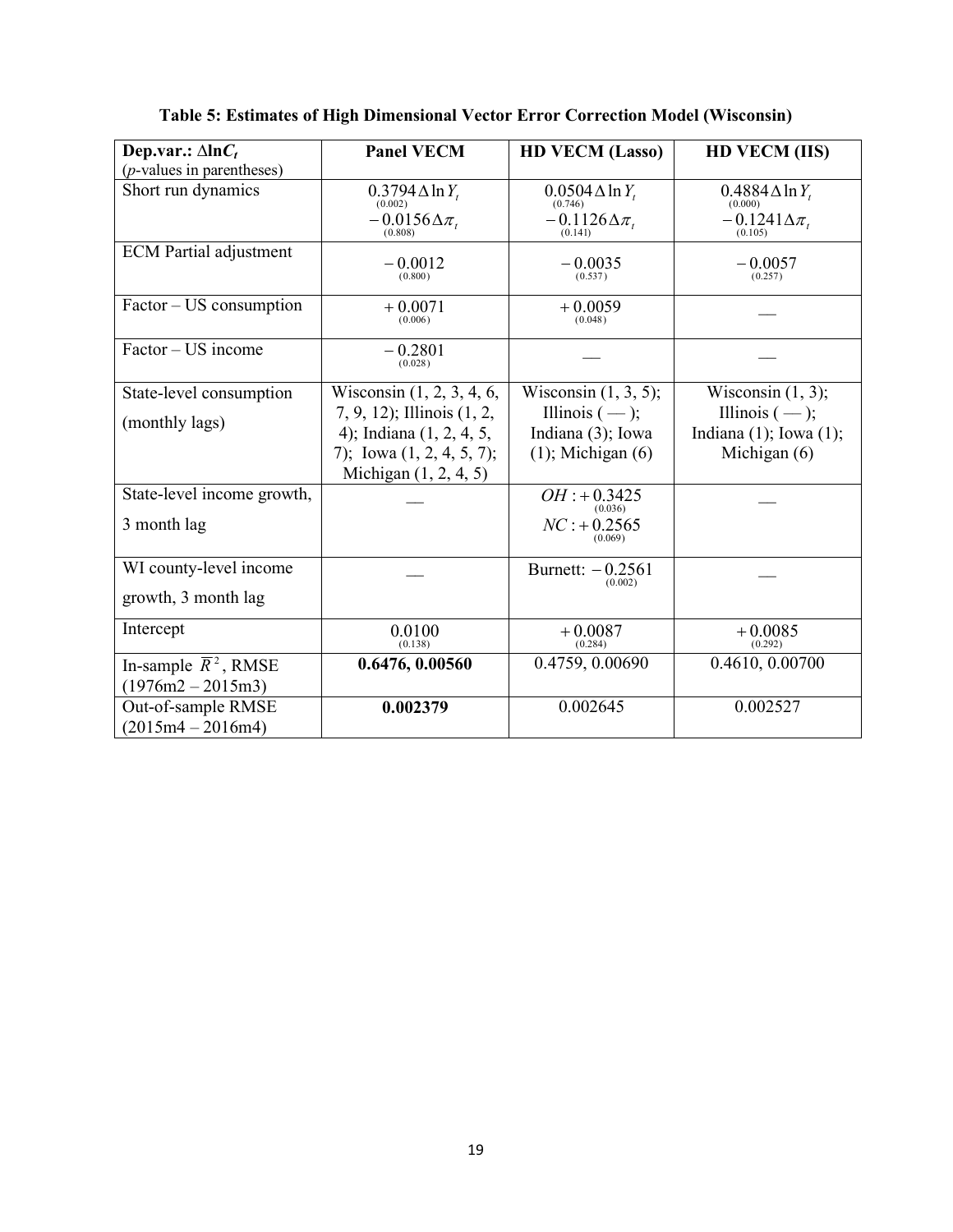**Table 5: Estimates of High Dimensional Vector Error Correction Model (Wisconsin)**

| Dep.var.: $\Delta \ln C_t$ (*p*-values in parentheses) | Panel VECM | HD VECM (Lasso) | HD VECM (IIS) |
|---|---|---|---|
| Short run dynamics | $\underset{(0.002)}{0.3794} \Delta \ln Y_t$ $\underset{(0.808)}{-0.0156} \Delta \pi_t$ | $\underset{(0.746)}{0.0504} \Delta \ln Y_t$ $\underset{(0.141)}{-0.1126} \Delta \pi_t$ | $\underset{(0.000)}{0.4884} \Delta \ln Y_t$ $\underset{(0.105)}{-0.1241} \Delta \pi_t$ |
| ECM Partial adjustment | $\underset{(0.800)}{-0.0012}$ | $\underset{(0.537)}{-0.0035}$ | $\underset{(0.257)}{-0.0057}$ |
| Factor – US consumption | $\underset{(0.006)}{+0.0071}$ | $\underset{(0.048)}{+0.0059}$ | — |
| Factor – US income | $\underset{(0.028)}{-0.2801}$ | — | — |
| State-level consumption (monthly lags) | Wisconsin (1, 2, 3, 4, 6, 7, 9, 12); Illinois (1, 2, 4); Indiana (1, 2, 4, 5, 7); Iowa (1, 2, 4, 5, 7); Michigan (1, 2, 4, 5) | Wisconsin (1, 3, 5); Illinois ( — ); Indiana (3); Iowa (1); Michigan (6) | Wisconsin (1, 3); Illinois ( — ); Indiana (1); Iowa (1); Michigan (6) |
| State-level income growth, 3 month lag | — | $OH: \underset{(0.036)}{+0.3425}$ $NC: \underset{(0.069)}{+0.2565}$ | — |
| WI county-level income growth, 3 month lag | — | Burnett: $\underset{(0.002)}{-0.2561}$ | — |
| Intercept | $\underset{(0.138)}{0.0100}$ | $\underset{(0.284)}{+0.0087}$ | $\underset{(0.292)}{+0.0085}$ |
| In-sample $\bar{R}^2$, RMSE (1976m2 – 2015m3) | **0.6476, 0.00560** | 0.4759, 0.00690 | 0.4610, 0.00700 |
| Out-of-sample RMSE (2015m4 – 2016m4) | **0.002379** | 0.002645 | 0.002527 |